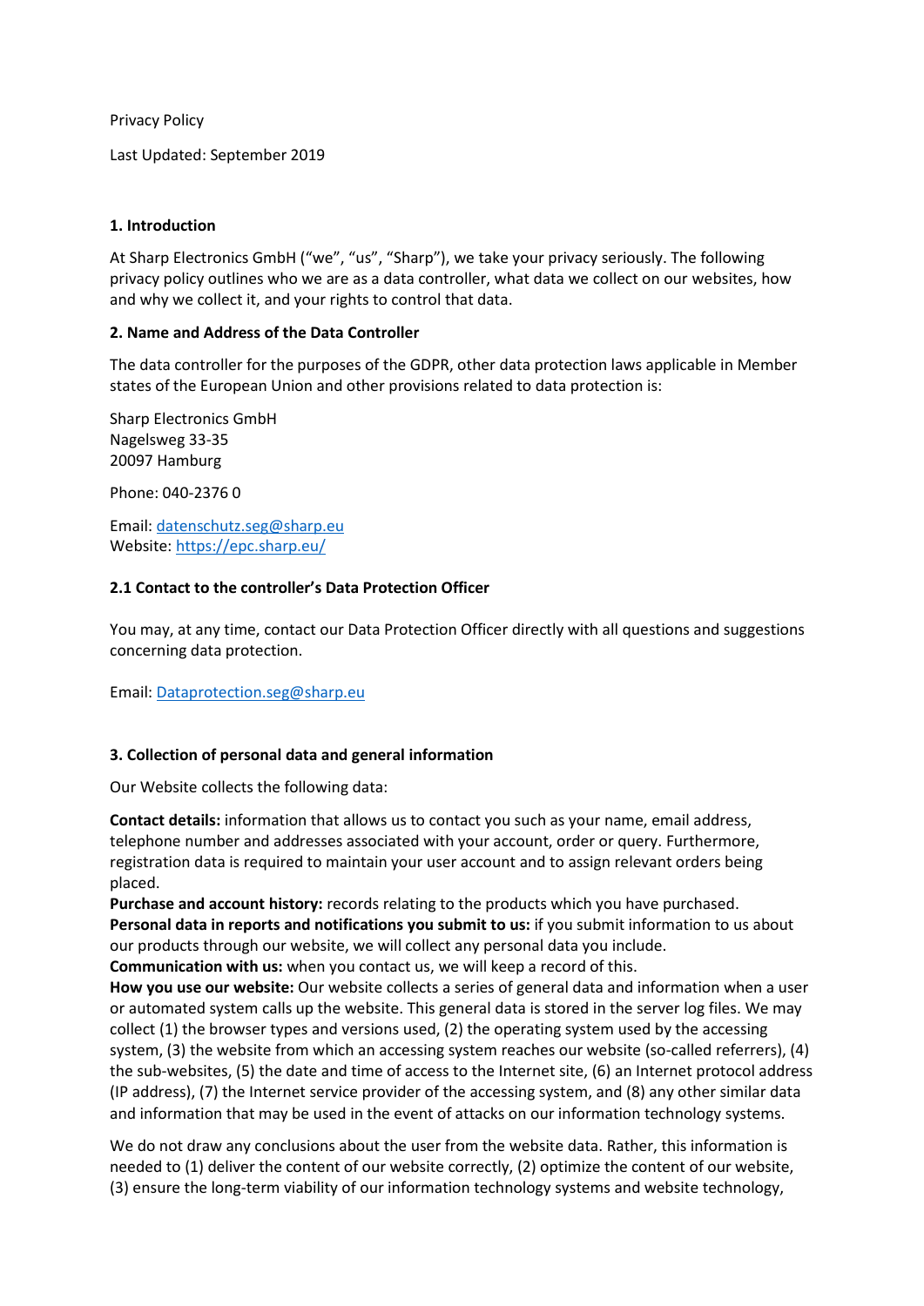Privacy Policy

Last Updated: September 2019

## 1. Introduction

At Sharp Electronics GmbH (“we”, “us”, “Sharp”), we take your privacy seriously. The following privacy policy outlines who we are as a data controller, what data we collect on our websites, how and why we collect it, and your rights to control that data.

## 2. Name and Address of the Data Controller

The data controller for the purposes of the GDPR, other data protection laws applicable in Member states of the European Union and other provisions related to data protection is:

Sharp Electronics GmbH
Nagelsweg 33-35
20097 Hamburg

Phone: 040-2376 0

Email: [datenschutz.seg@sharp.eu](mailto:datenschutz.seg@sharp.eu)
Website: [https://epc.sharp.eu/](https://epc.sharp.eu/)

### 2.1 Contact to the controller’s Data Protection Officer

You may, at any time, contact our Data Protection Officer directly with all questions and suggestions concerning data protection.

Email: [Dataprotection.seg@sharp.eu](mailto:Dataprotection.seg@sharp.eu)

## 3. Collection of personal data and general information

Our Website collects the following data:

**Contact details:** information that allows us to contact you such as your name, email address, telephone number and addresses associated with your account, order or query. Furthermore, registration data is required to maintain your user account and to assign relevant orders being placed.
**Purchase and account history:** records relating to the products which you have purchased.
**Personal data in reports and notifications you submit to us:** if you submit information to us about our products through our website, we will collect any personal data you include.
**Communication with us:** when you contact us, we will keep a record of this.
**How you use our website:** Our website collects a series of general data and information when a user or automated system calls up the website. This general data is stored in the server log files. We may collect (1) the browser types and versions used, (2) the operating system used by the accessing system, (3) the website from which an accessing system reaches our website (so-called referrers), (4) the sub-websites, (5) the date and time of access to the Internet site, (6) an Internet protocol address (IP address), (7) the Internet service provider of the accessing system, and (8) any other similar data and information that may be used in the event of attacks on our information technology systems.

We do not draw any conclusions about the user from the website data. Rather, this information is needed to (1) deliver the content of our website correctly, (2) optimize the content of our website, (3) ensure the long-term viability of our information technology systems and website technology,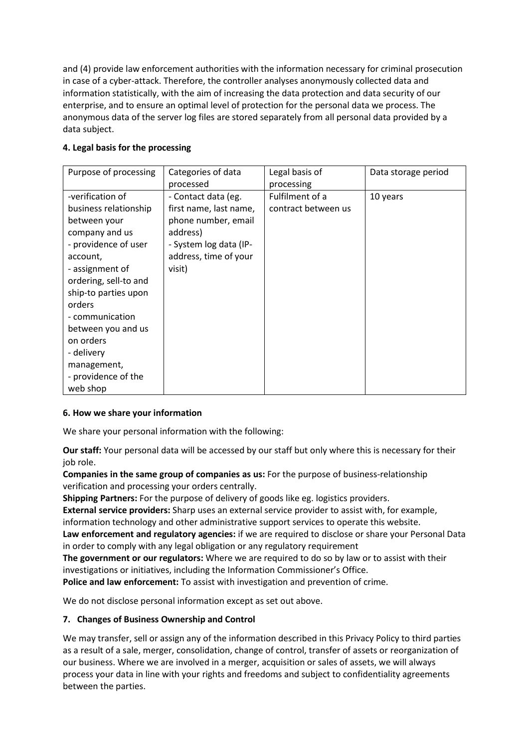and (4) provide law enforcement authorities with the information necessary for criminal prosecution in case of a cyber-attack. Therefore, the controller analyses anonymously collected data and information statistically, with the aim of increasing the data protection and data security of our enterprise, and to ensure an optimal level of protection for the personal data we process. The anonymous data of the server log files are stored separately from all personal data provided by a data subject.

**4. Legal basis for the processing**

| Purpose of processing | Categories of data processed | Legal basis of processing | Data storage period |
| --- | --- | --- | --- |
| -verification of business relationship between your company and us<br>- providence of user account,<br>- assignment of ordering, sell-to and ship-to parties upon orders<br>- communication between you and us on orders<br>- delivery management,<br>- providence of the web shop | - Contact data (eg. first name, last name, phone number, email address)<br>- System log data (IP-address, time of your visit) | Fulfilment of a contract between us | 10 years |

**6. How we share your information**

We share your personal information with the following:

**Our staff:** Your personal data will be accessed by our staff but only where this is necessary for their job role.
**Companies in the same group of companies as us:** For the purpose of business-relationship verification and processing your orders centrally.
**Shipping Partners:** For the purpose of delivery of goods like eg. logistics providers.
**External service providers:** Sharp uses an external service provider to assist with, for example, information technology and other administrative support services to operate this website.
**Law enforcement and regulatory agencies:** if we are required to disclose or share your Personal Data in order to comply with any legal obligation or any regulatory requirement
**The government or our regulators:** Where we are required to do so by law or to assist with their investigations or initiatives, including the Information Commissioner's Office.
**Police and law enforcement:** To assist with investigation and prevention of crime.

We do not disclose personal information except as set out above.

**7. Changes of Business Ownership and Control**

We may transfer, sell or assign any of the information described in this Privacy Policy to third parties as a result of a sale, merger, consolidation, change of control, transfer of assets or reorganization of our business. Where we are involved in a merger, acquisition or sales of assets, we will always process your data in line with your rights and freedoms and subject to confidentiality agreements between the parties.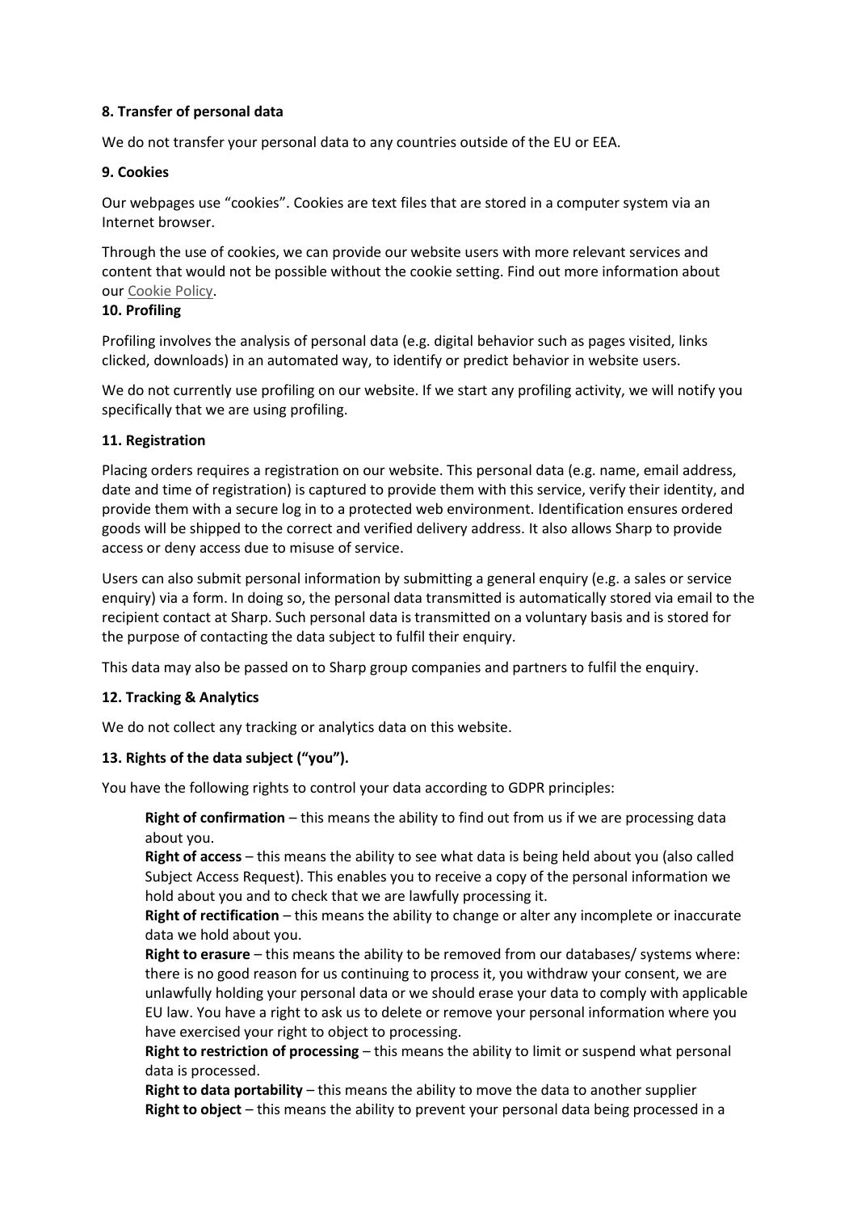**8. Transfer of personal data**

We do not transfer your personal data to any countries outside of the EU or EEA.

**9. Cookies**

Our webpages use "cookies". Cookies are text files that are stored in a computer system via an Internet browser.

Through the use of cookies, we can provide our website users with more relevant services and content that would not be possible without the cookie setting. Find out more information about our Cookie Policy.

**10. Profiling**

Profiling involves the analysis of personal data (e.g. digital behavior such as pages visited, links clicked, downloads) in an automated way, to identify or predict behavior in website users.

We do not currently use profiling on our website. If we start any profiling activity, we will notify you specifically that we are using profiling.

**11. Registration**

Placing orders requires a registration on our website. This personal data (e.g. name, email address, date and time of registration) is captured to provide them with this service, verify their identity, and provide them with a secure log in to a protected web environment. Identification ensures ordered goods will be shipped to the correct and verified delivery address. It also allows Sharp to provide access or deny access due to misuse of service.

Users can also submit personal information by submitting a general enquiry (e.g. a sales or service enquiry) via a form. In doing so, the personal data transmitted is automatically stored via email to the recipient contact at Sharp. Such personal data is transmitted on a voluntary basis and is stored for the purpose of contacting the data subject to fulfil their enquiry.

This data may also be passed on to Sharp group companies and partners to fulfil the enquiry.

**12. Tracking & Analytics**

We do not collect any tracking or analytics data on this website.

**13. Rights of the data subject ("you").**

You have the following rights to control your data according to GDPR principles:

**Right of confirmation** – this means the ability to find out from us if we are processing data about you.

**Right of access** – this means the ability to see what data is being held about you (also called Subject Access Request). This enables you to receive a copy of the personal information we hold about you and to check that we are lawfully processing it.

**Right of rectification** – this means the ability to change or alter any incomplete or inaccurate data we hold about you.

**Right to erasure** – this means the ability to be removed from our databases/ systems where: there is no good reason for us continuing to process it, you withdraw your consent, we are unlawfully holding your personal data or we should erase your data to comply with applicable EU law. You have a right to ask us to delete or remove your personal information where you have exercised your right to object to processing.

**Right to restriction of processing** – this means the ability to limit or suspend what personal data is processed.

**Right to data portability** – this means the ability to move the data to another supplier

**Right to object** – this means the ability to prevent your personal data being processed in a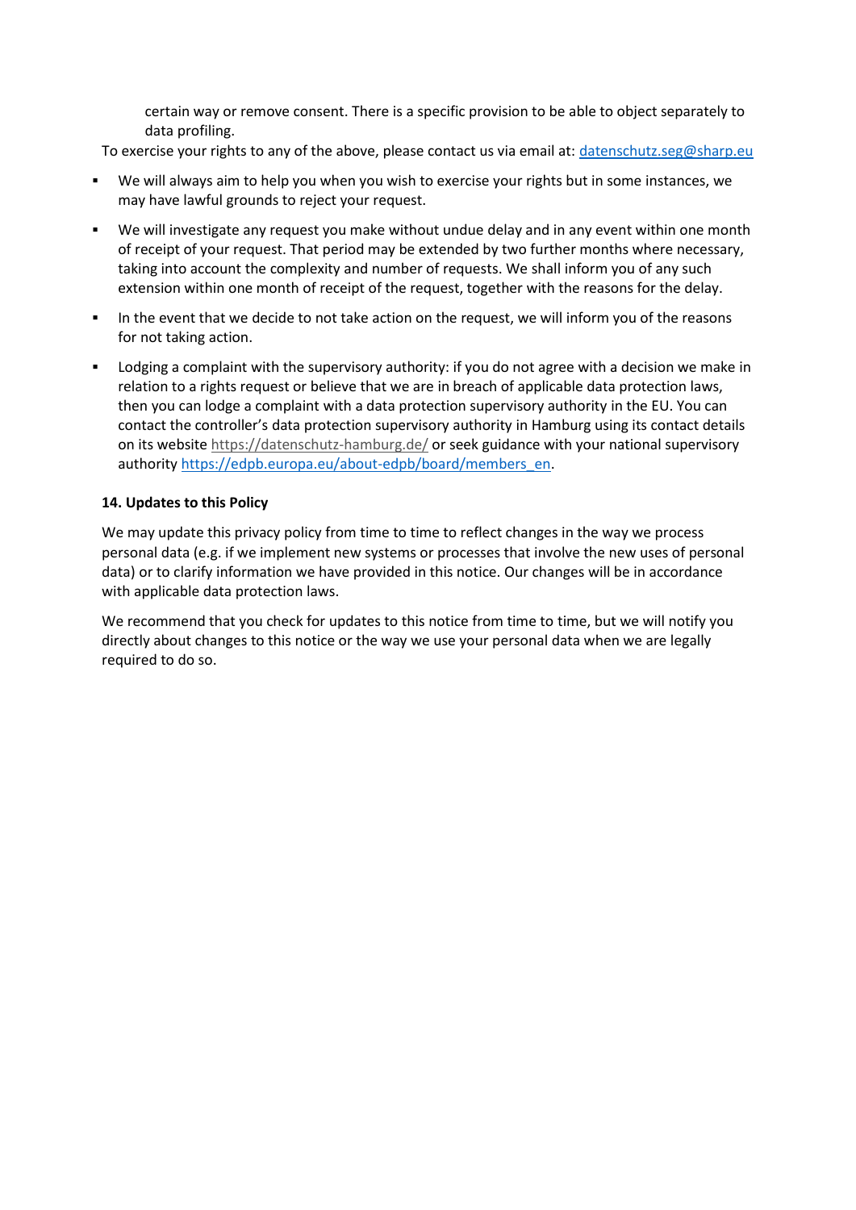certain way or remove consent. There is a specific provision to be able to object separately to data profiling.

To exercise your rights to any of the above, please contact us via email at: datenschutz.seg@sharp.eu

- We will always aim to help you when you wish to exercise your rights but in some instances, we may have lawful grounds to reject your request.
- We will investigate any request you make without undue delay and in any event within one month of receipt of your request. That period may be extended by two further months where necessary, taking into account the complexity and number of requests. We shall inform you of any such extension within one month of receipt of the request, together with the reasons for the delay.
- In the event that we decide to not take action on the request, we will inform you of the reasons for not taking action.
- Lodging a complaint with the supervisory authority: if you do not agree with a decision we make in relation to a rights request or believe that we are in breach of applicable data protection laws, then you can lodge a complaint with a data protection supervisory authority in the EU. You can contact the controller's data protection supervisory authority in Hamburg using its contact details on its website https://datenschutz-hamburg.de/ or seek guidance with your national supervisory authority https://edpb.europa.eu/about-edpb/board/members_en.

**14. Updates to this Policy**

We may update this privacy policy from time to time to reflect changes in the way we process personal data (e.g. if we implement new systems or processes that involve the new uses of personal data) or to clarify information we have provided in this notice. Our changes will be in accordance with applicable data protection laws.

We recommend that you check for updates to this notice from time to time, but we will notify you directly about changes to this notice or the way we use your personal data when we are legally required to do so.